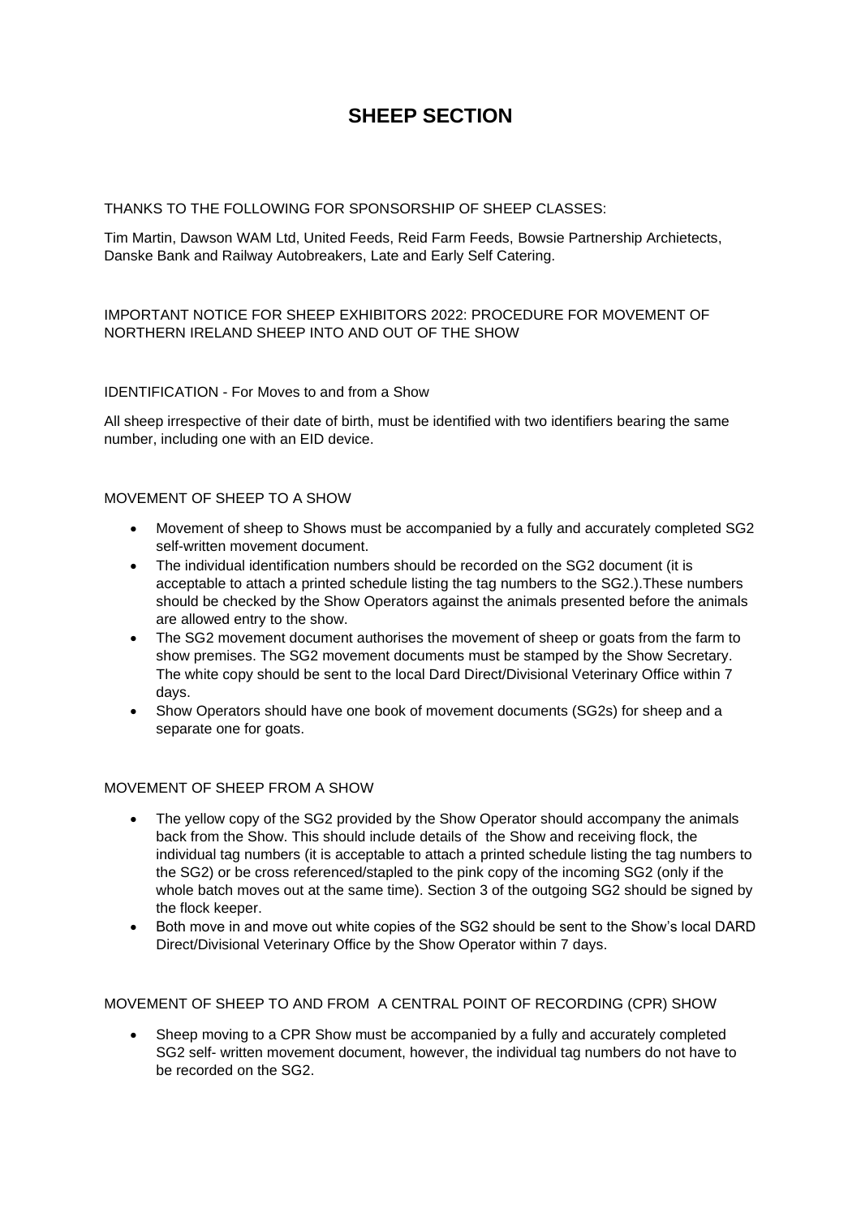# SHEEP SECTION

THANKS TO THE FOLLOWING FOR SPONSORSHIP OF SHEEP CLASSES:

Tim Martin, Dawson WAM Ltd, United Feeds, Reid Farm Feeds, Bowsie Partnership Archietects, Danske Bank and Railway Autobreakers, Late and Early Self Catering.

IMPORTANT NOTICE FOR SHEEP EXHIBITORS 2022: PROCEDURE FOR MOVEMENT OF NORTHERN IRELAND SHEEP INTO AND OUT OF THE SHOW

IDENTIFICATION - For Moves to and from a Show

All sheep irrespective of their date of birth, must be identified with two identifiers bearing the same number, including one with an EID device.

MOVEMENT OF SHEEP TO A SHOW

- Movement of sheep to Shows must be accompanied by a fully and accurately completed SG2 self-written movement document.
- The individual identification numbers should be recorded on the SG2 document (it is acceptable to attach a printed schedule listing the tag numbers to the SG2.).These numbers should be checked by the Show Operators against the animals presented before the animals are allowed entry to the show.
- The SG2 movement document authorises the movement of sheep or goats from the farm to show premises. The SG2 movement documents must be stamped by the Show Secretary. The white copy should be sent to the local Dard Direct/Divisional Veterinary Office within 7 days.
- Show Operators should have one book of movement documents (SG2s) for sheep and a separate one for goats.

MOVEMENT OF SHEEP FROM A SHOW

- The yellow copy of the SG2 provided by the Show Operator should accompany the animals back from the Show. This should include details of the Show and receiving flock, the individual tag numbers (it is acceptable to attach a printed schedule listing the tag numbers to the SG2) or be cross referenced/stapled to the pink copy of the incoming SG2 (only if the whole batch moves out at the same time). Section 3 of the outgoing SG2 should be signed by the flock keeper.
- Both move in and move out white copies of the SG2 should be sent to the Show's local DARD Direct/Divisional Veterinary Office by the Show Operator within 7 days.

MOVEMENT OF SHEEP TO AND FROM A CENTRAL POINT OF RECORDING (CPR) SHOW

- Sheep moving to a CPR Show must be accompanied by a fully and accurately completed SG2 self- written movement document, however, the individual tag numbers do not have to be recorded on the SG2.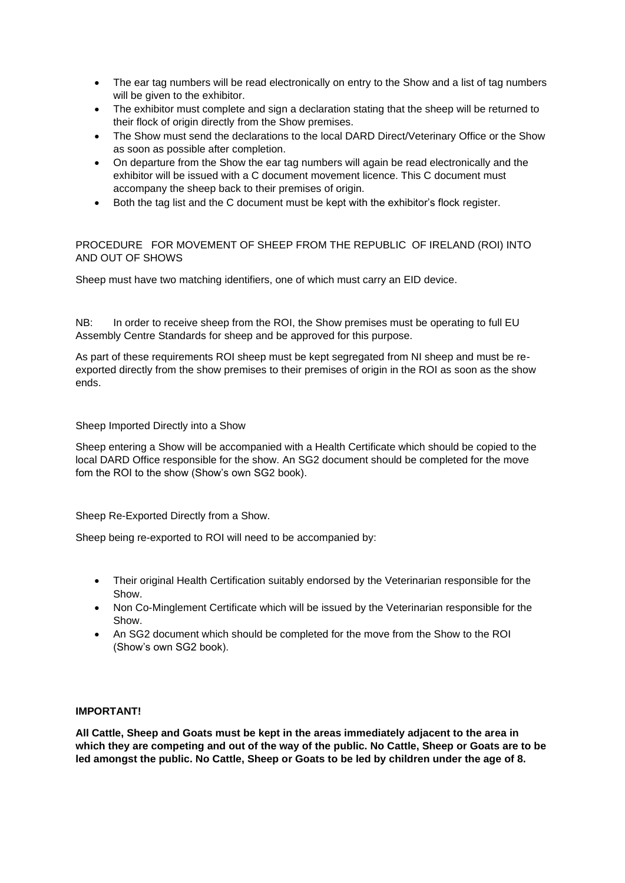- The ear tag numbers will be read electronically on entry to the Show and a list of tag numbers will be given to the exhibitor.
- The exhibitor must complete and sign a declaration stating that the sheep will be returned to their flock of origin directly from the Show premises.
- The Show must send the declarations to the local DARD Direct/Veterinary Office or the Show as soon as possible after completion.
- On departure from the Show the ear tag numbers will again be read electronically and the exhibitor will be issued with a C document movement licence. This C document must accompany the sheep back to their premises of origin.
- Both the tag list and the C document must be kept with the exhibitor's flock register.

PROCEDURE FOR MOVEMENT OF SHEEP FROM THE REPUBLIC OF IRELAND (ROI) INTO AND OUT OF SHOWS

Sheep must have two matching identifiers, one of which must carry an EID device.

NB: In order to receive sheep from the ROI, the Show premises must be operating to full EU Assembly Centre Standards for sheep and be approved for this purpose.

As part of these requirements ROI sheep must be kept segregated from NI sheep and must be re-exported directly from the show premises to their premises of origin in the ROI as soon as the show ends.

Sheep Imported Directly into a Show

Sheep entering a Show will be accompanied with a Health Certificate which should be copied to the local DARD Office responsible for the show. An SG2 document should be completed for the move fom the ROI to the show (Show's own SG2 book).

Sheep Re-Exported Directly from a Show.

Sheep being re-exported to ROI will need to be accompanied by:

- Their original Health Certification suitably endorsed by the Veterinarian responsible for the Show.
- Non Co-Minglement Certificate which will be issued by the Veterinarian responsible for the Show.
- An SG2 document which should be completed for the move from the Show to the ROI (Show's own SG2 book).

**IMPORTANT!**

**All Cattle, Sheep and Goats must be kept in the areas immediately adjacent to the area in which they are competing and out of the way of the public. No Cattle, Sheep or Goats are to be led amongst the public. No Cattle, Sheep or Goats to be led by children under the age of 8.**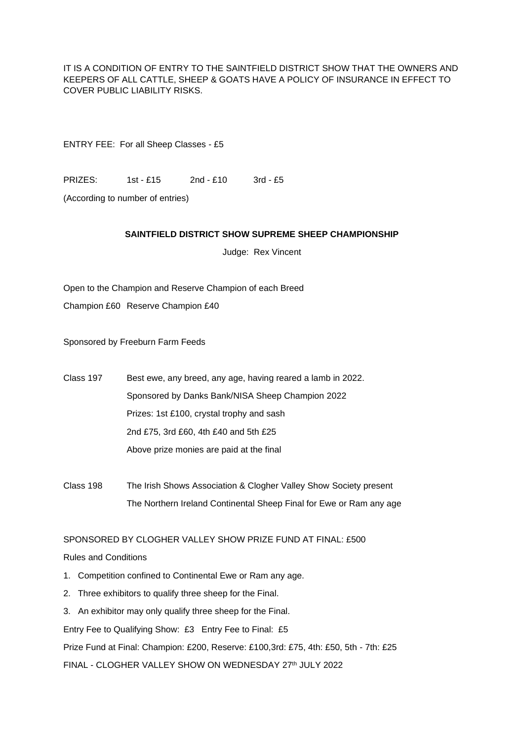IT IS A CONDITION OF ENTRY TO THE SAINTFIELD DISTRICT SHOW THAT THE OWNERS AND KEEPERS OF ALL CATTLE, SHEEP & GOATS HAVE A POLICY OF INSURANCE IN EFFECT TO COVER PUBLIC LIABILITY RISKS.

ENTRY FEE: For all Sheep Classes - £5

PRIZES: 1st - £15 2nd - £10 3rd - £5

(According to number of entries)

**SAINTFIELD DISTRICT SHOW SUPREME SHEEP CHAMPIONSHIP**

Judge: Rex Vincent

Open to the Champion and Reserve Champion of each Breed

Champion £60 Reserve Champion £40

Sponsored by Freeburn Farm Feeds

Class 197 Best ewe, any breed, any age, having reared a lamb in 2022.
Sponsored by Danks Bank/NISA Sheep Champion 2022
Prizes: 1st £100, crystal trophy and sash
2nd £75, 3rd £60, 4th £40 and 5th £25
Above prize monies are paid at the final

Class 198 The Irish Shows Association & Clogher Valley Show Society present
The Northern Ireland Continental Sheep Final for Ewe or Ram any age

SPONSORED BY CLOGHER VALLEY SHOW PRIZE FUND AT FINAL: £500

Rules and Conditions

1. Competition confined to Continental Ewe or Ram any age.
2. Three exhibitors to qualify three sheep for the Final.
3. An exhibitor may only qualify three sheep for the Final.

Entry Fee to Qualifying Show: £3 Entry Fee to Final: £5

Prize Fund at Final: Champion: £200, Reserve: £100,3rd: £75, 4th: £50, 5th - 7th: £25

FINAL - CLOGHER VALLEY SHOW ON WEDNESDAY 27th JULY 2022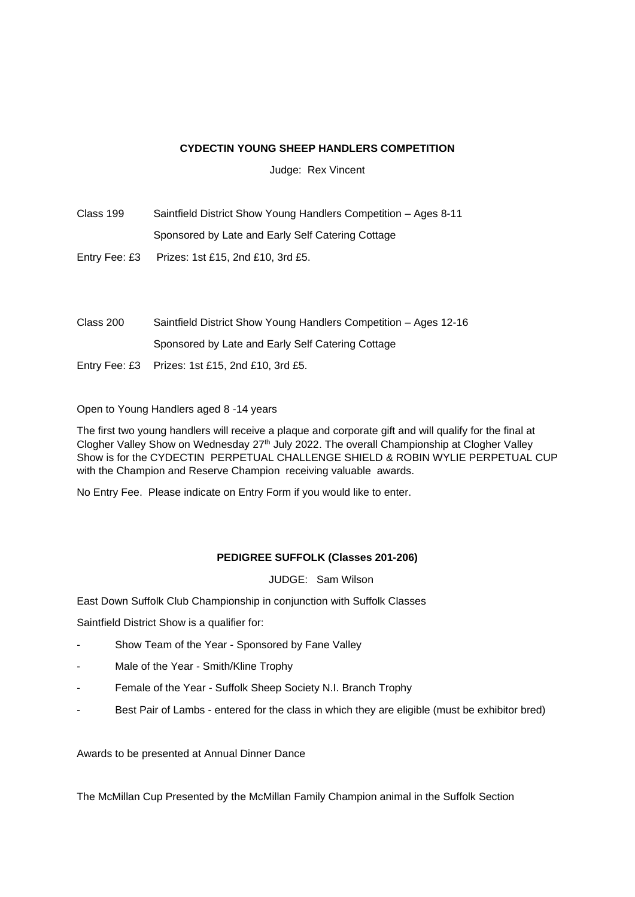**CYDECTIN YOUNG SHEEP HANDLERS COMPETITION**

Judge: Rex Vincent

Class 199 Saintfield District Show Young Handlers Competition – Ages 8-11

Sponsored by Late and Early Self Catering Cottage

Entry Fee: £3 Prizes: 1st £15, 2nd £10, 3rd £5.

Class 200 Saintfield District Show Young Handlers Competition – Ages 12-16

Sponsored by Late and Early Self Catering Cottage

Entry Fee: £3 Prizes: 1st £15, 2nd £10, 3rd £5.

Open to Young Handlers aged 8 -14 years

The first two young handlers will receive a plaque and corporate gift and will qualify for the final at Clogher Valley Show on Wednesday 27th July 2022. The overall Championship at Clogher Valley Show is for the CYDECTIN PERPETUAL CHALLENGE SHIELD & ROBIN WYLIE PERPETUAL CUP with the Champion and Reserve Champion receiving valuable awards.

No Entry Fee. Please indicate on Entry Form if you would like to enter.

**PEDIGREE SUFFOLK (Classes 201-206)**

JUDGE: Sam Wilson

East Down Suffolk Club Championship in conjunction with Suffolk Classes

Saintfield District Show is a qualifier for:

- Show Team of the Year - Sponsored by Fane Valley
- Male of the Year - Smith/Kline Trophy
- Female of the Year - Suffolk Sheep Society N.I. Branch Trophy
- Best Pair of Lambs - entered for the class in which they are eligible (must be exhibitor bred)

Awards to be presented at Annual Dinner Dance

The McMillan Cup Presented by the McMillan Family Champion animal in the Suffolk Section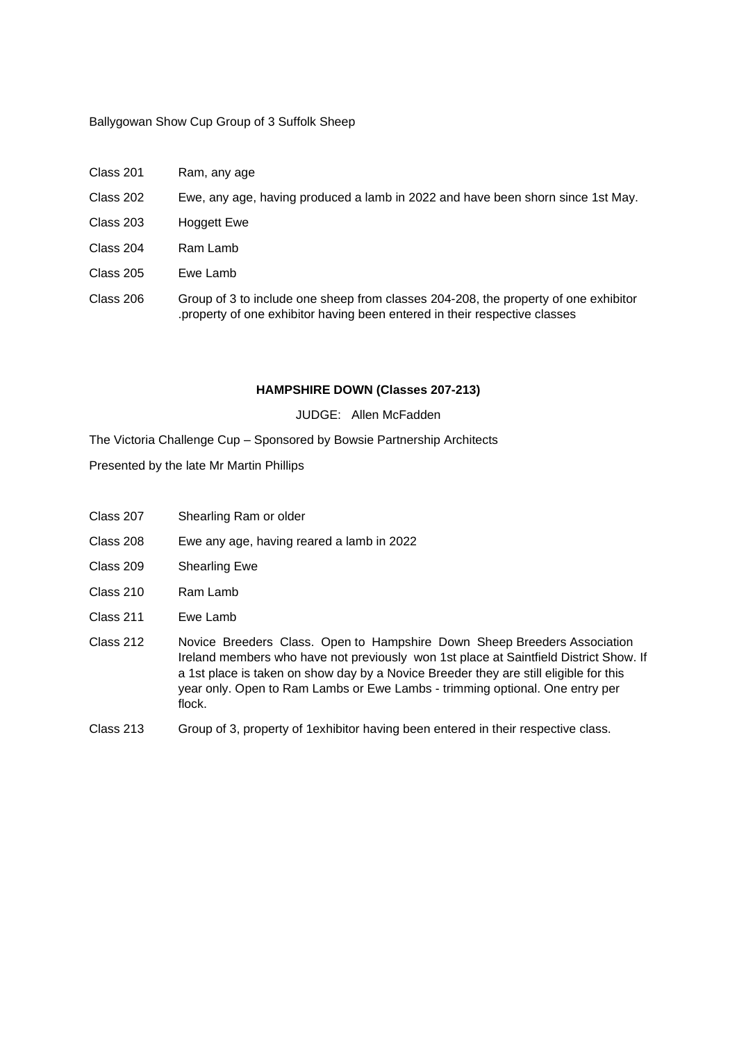Ballygowan Show Cup Group of 3 Suffolk Sheep

Class 201 Ram, any age

Class 202 Ewe, any age, having produced a lamb in 2022 and have been shorn since 1st May.

Class 203 Hoggett Ewe

Class 204 Ram Lamb

Class 205 Ewe Lamb

Class 206 Group of 3 to include one sheep from classes 204-208, the property of one exhibitor .property of one exhibitor having been entered in their respective classes

**HAMPSHIRE DOWN (Classes 207-213)**

JUDGE: Allen McFadden

The Victoria Challenge Cup – Sponsored by Bowsie Partnership Architects

Presented by the late Mr Martin Phillips

Class 207 Shearling Ram or older

Class 208 Ewe any age, having reared a lamb in 2022

Class 209 Shearling Ewe

Class 210 Ram Lamb

Class 211 Ewe Lamb

Class 212 Novice Breeders Class. Open to Hampshire Down Sheep Breeders Association Ireland members who have not previously won 1st place at Saintfield District Show. If a 1st place is taken on show day by a Novice Breeder they are still eligible for this year only. Open to Ram Lambs or Ewe Lambs - trimming optional. One entry per flock.

Class 213 Group of 3, property of 1exhibitor having been entered in their respective class.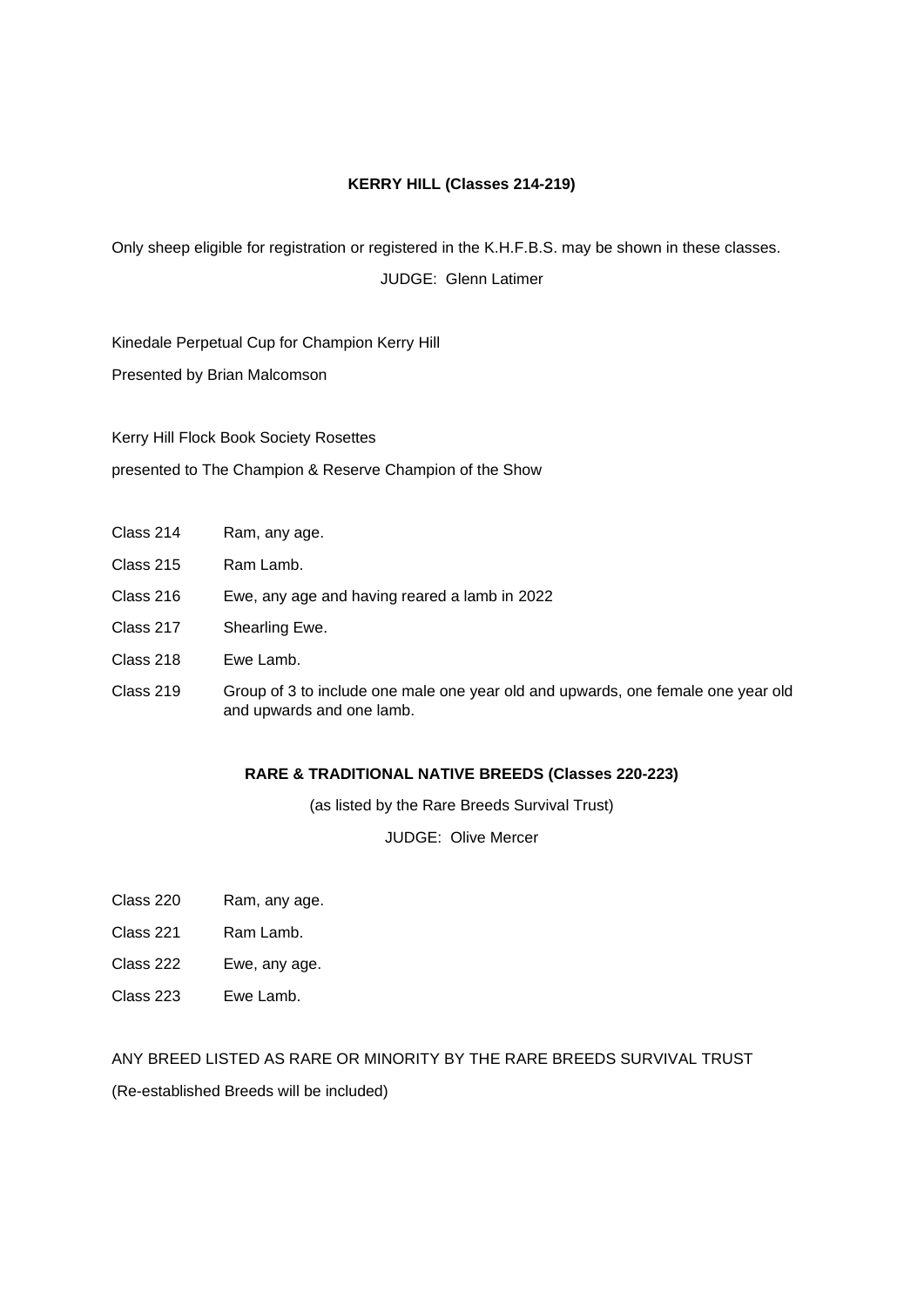## KERRY HILL (Classes 214-219)

Only sheep eligible for registration or registered in the K.H.F.B.S. may be shown in these classes.

JUDGE: Glenn Latimer

Kinedale Perpetual Cup for Champion Kerry Hill

Presented by Brian Malcomson

Kerry Hill Flock Book Society Rosettes

presented to The Champion & Reserve Champion of the Show

Class 214 Ram, any age.

Class 215 Ram Lamb.

Class 216 Ewe, any age and having reared a lamb in 2022

Class 217 Shearling Ewe.

Class 218 Ewe Lamb.

Class 219 Group of 3 to include one male one year old and upwards, one female one year old and upwards and one lamb.

## RARE & TRADITIONAL NATIVE BREEDS (Classes 220-223)

(as listed by the Rare Breeds Survival Trust)

JUDGE: Olive Mercer

Class 220 Ram, any age.

Class 221 Ram Lamb.

Class 222 Ewe, any age.

Class 223 Ewe Lamb.

ANY BREED LISTED AS RARE OR MINORITY BY THE RARE BREEDS SURVIVAL TRUST

(Re-established Breeds will be included)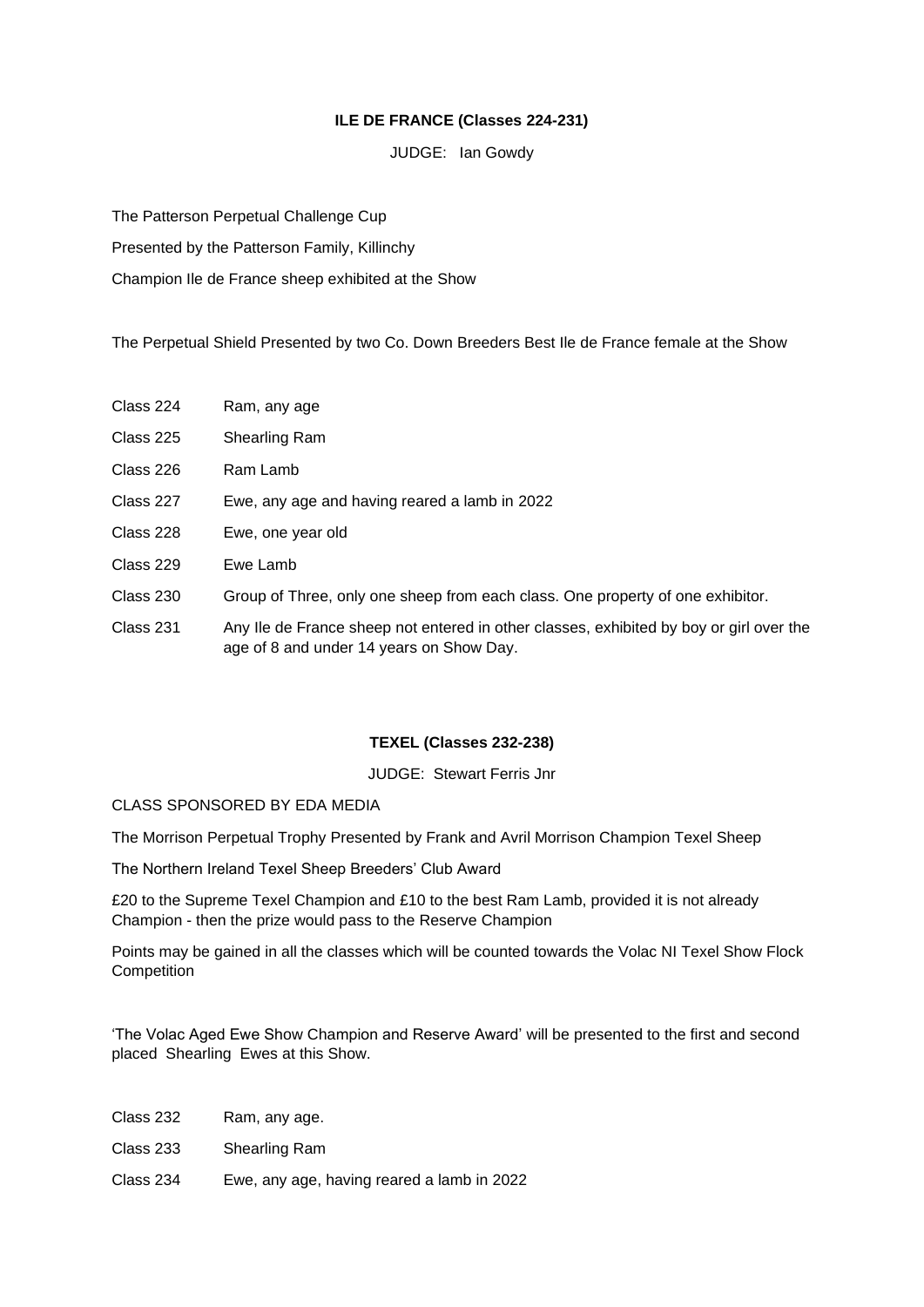**ILE DE FRANCE (Classes 224-231)**

JUDGE: Ian Gowdy

The Patterson Perpetual Challenge Cup

Presented by the Patterson Family, Killinchy

Champion Ile de France sheep exhibited at the Show

The Perpetual Shield Presented by two Co. Down Breeders Best Ile de France female at the Show

Class 224 Ram, any age

Class 225 Shearling Ram

Class 226 Ram Lamb

Class 227 Ewe, any age and having reared a lamb in 2022

Class 228 Ewe, one year old

Class 229 Ewe Lamb

Class 230 Group of Three, only one sheep from each class. One property of one exhibitor.

Class 231 Any Ile de France sheep not entered in other classes, exhibited by boy or girl over the age of 8 and under 14 years on Show Day.

**TEXEL (Classes 232-238)**

JUDGE: Stewart Ferris Jnr

CLASS SPONSORED BY EDA MEDIA

The Morrison Perpetual Trophy Presented by Frank and Avril Morrison Champion Texel Sheep

The Northern Ireland Texel Sheep Breeders' Club Award

£20 to the Supreme Texel Champion and £10 to the best Ram Lamb, provided it is not already Champion - then the prize would pass to the Reserve Champion

Points may be gained in all the classes which will be counted towards the Volac NI Texel Show Flock Competition

'The Volac Aged Ewe Show Champion and Reserve Award' will be presented to the first and second placed Shearling Ewes at this Show.

Class 232 Ram, any age.

Class 233 Shearling Ram

Class 234 Ewe, any age, having reared a lamb in 2022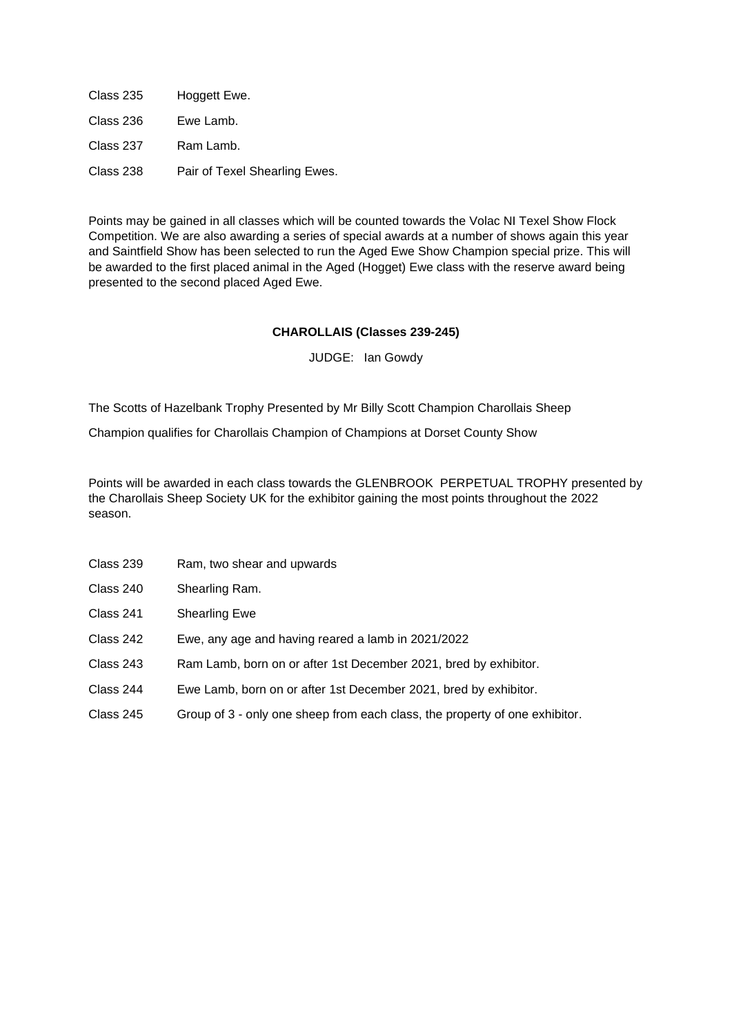Class 235 Hoggett Ewe.

Class 236 Ewe Lamb.

Class 237 Ram Lamb.

Class 238 Pair of Texel Shearling Ewes.

Points may be gained in all classes which will be counted towards the Volac NI Texel Show Flock Competition. We are also awarding a series of special awards at a number of shows again this year and Saintfield Show has been selected to run the Aged Ewe Show Champion special prize. This will be awarded to the first placed animal in the Aged (Hogget) Ewe class with the reserve award being presented to the second placed Aged Ewe.

**CHAROLLAIS (Classes 239-245)**

JUDGE: Ian Gowdy

The Scotts of Hazelbank Trophy Presented by Mr Billy Scott Champion Charollais Sheep

Champion qualifies for Charollais Champion of Champions at Dorset County Show

Points will be awarded in each class towards the GLENBROOK PERPETUAL TROPHY presented by the Charollais Sheep Society UK for the exhibitor gaining the most points throughout the 2022 season.

Class 239 Ram, two shear and upwards

Class 240 Shearling Ram.

Class 241 Shearling Ewe

Class 242 Ewe, any age and having reared a lamb in 2021/2022

Class 243 Ram Lamb, born on or after 1st December 2021, bred by exhibitor.

Class 244 Ewe Lamb, born on or after 1st December 2021, bred by exhibitor.

Class 245 Group of 3 - only one sheep from each class, the property of one exhibitor.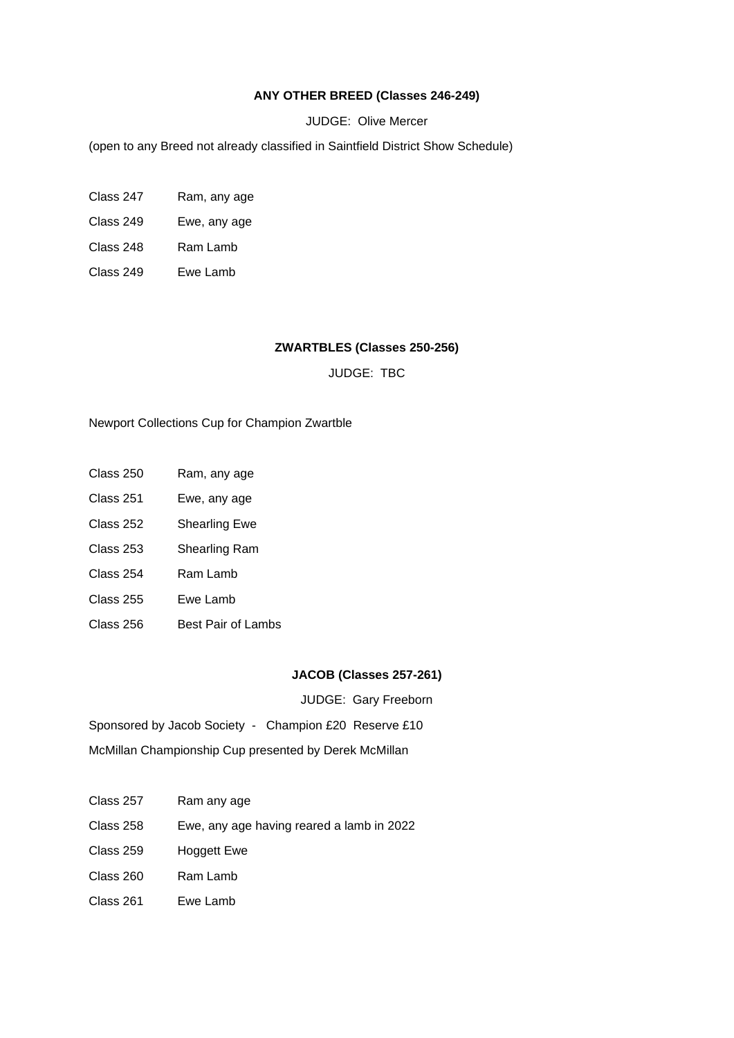**ANY OTHER BREED (Classes 246-249)**

JUDGE: Olive Mercer

(open to any Breed not already classified in Saintfield District Show Schedule)

Class 247 Ram, any age

Class 249 Ewe, any age

Class 248 Ram Lamb

Class 249 Ewe Lamb

**ZWARTBLES (Classes 250-256)**

JUDGE: TBC

Newport Collections Cup for Champion Zwartble

Class 250 Ram, any age

Class 251 Ewe, any age

Class 252 Shearling Ewe

Class 253 Shearling Ram

Class 254 Ram Lamb

Class 255 Ewe Lamb

Class 256 Best Pair of Lambs

**JACOB (Classes 257-261)**

JUDGE: Gary Freeborn

Sponsored by Jacob Society - Champion £20 Reserve £10

McMillan Championship Cup presented by Derek McMillan

Class 257 Ram any age

Class 258 Ewe, any age having reared a lamb in 2022

Class 259 Hoggett Ewe

Class 260 Ram Lamb

Class 261 Ewe Lamb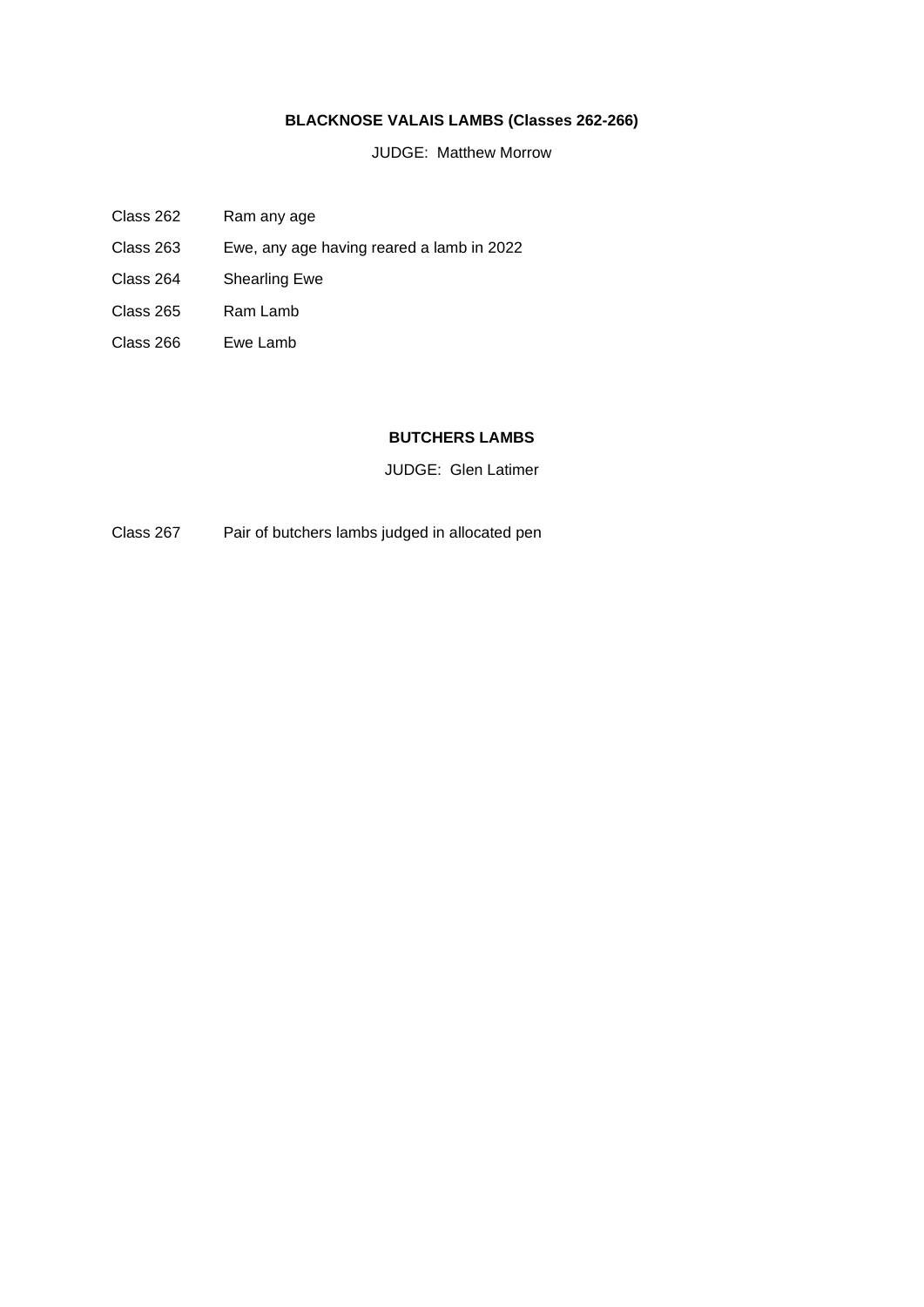### BLACKNOSE VALAIS LAMBS (Classes 262-266)

JUDGE: Matthew Morrow

| | |
|---|---|
| Class 262 | Ram any age |
| Class 263 | Ewe, any age having reared a lamb in 2022 |
| Class 264 | Shearling Ewe |
| Class 265 | Ram Lamb |
| Class 266 | Ewe Lamb |

### BUTCHERS LAMBS

JUDGE: Glen Latimer

| | |
|---|---|
| Class 267 | Pair of butchers lambs judged in allocated pen |